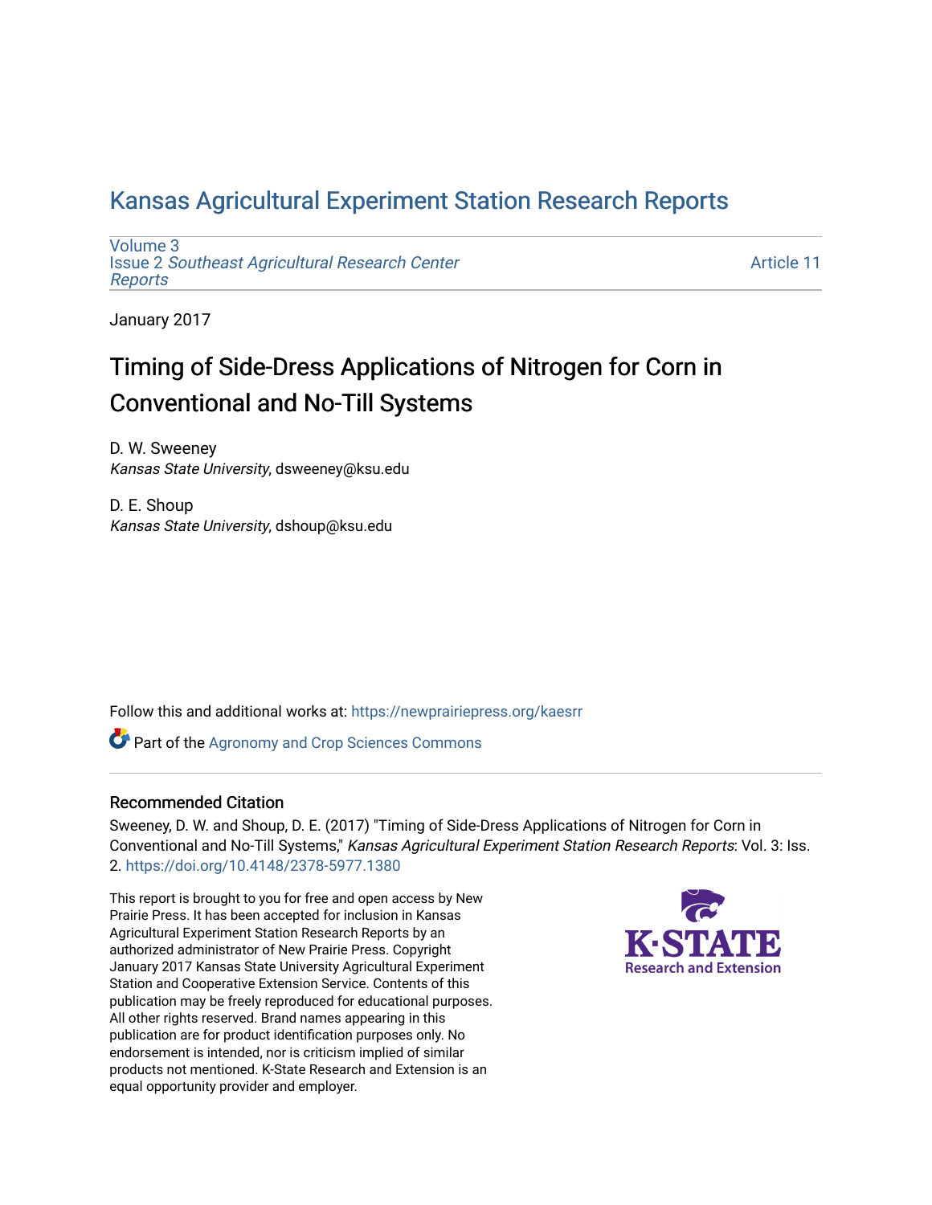# Kansas Agricultural Experiment Station Research Reports

Volume 3
Issue 2 *Southeast Agricultural Research Center Reports*

Article 11

January 2017

## Timing of Side-Dress Applications of Nitrogen for Corn in Conventional and No-Till Systems

D. W. Sweeney
*Kansas State University*, dsweeney@ksu.edu

D. E. Shoup
*Kansas State University*, dshoup@ksu.edu

Follow this and additional works at: https://newprairiepress.org/kaesrr

Part of the Agronomy and Crop Sciences Commons

### Recommended Citation

Sweeney, D. W. and Shoup, D. E. (2017) "Timing of Side-Dress Applications of Nitrogen for Corn in Conventional and No-Till Systems," *Kansas Agricultural Experiment Station Research Reports*: Vol. 3: Iss. 2. https://doi.org/10.4148/2378-5977.1380

This report is brought to you for free and open access by New Prairie Press. It has been accepted for inclusion in Kansas Agricultural Experiment Station Research Reports by an authorized administrator of New Prairie Press. Copyright January 2017 Kansas State University Agricultural Experiment Station and Cooperative Extension Service. Contents of this publication may be freely reproduced for educational purposes. All other rights reserved. Brand names appearing in this publication are for product identification purposes only. No endorsement is intended, nor is criticism implied of similar products not mentioned. K-State Research and Extension is an equal opportunity provider and employer.

K-STATE Research and Extension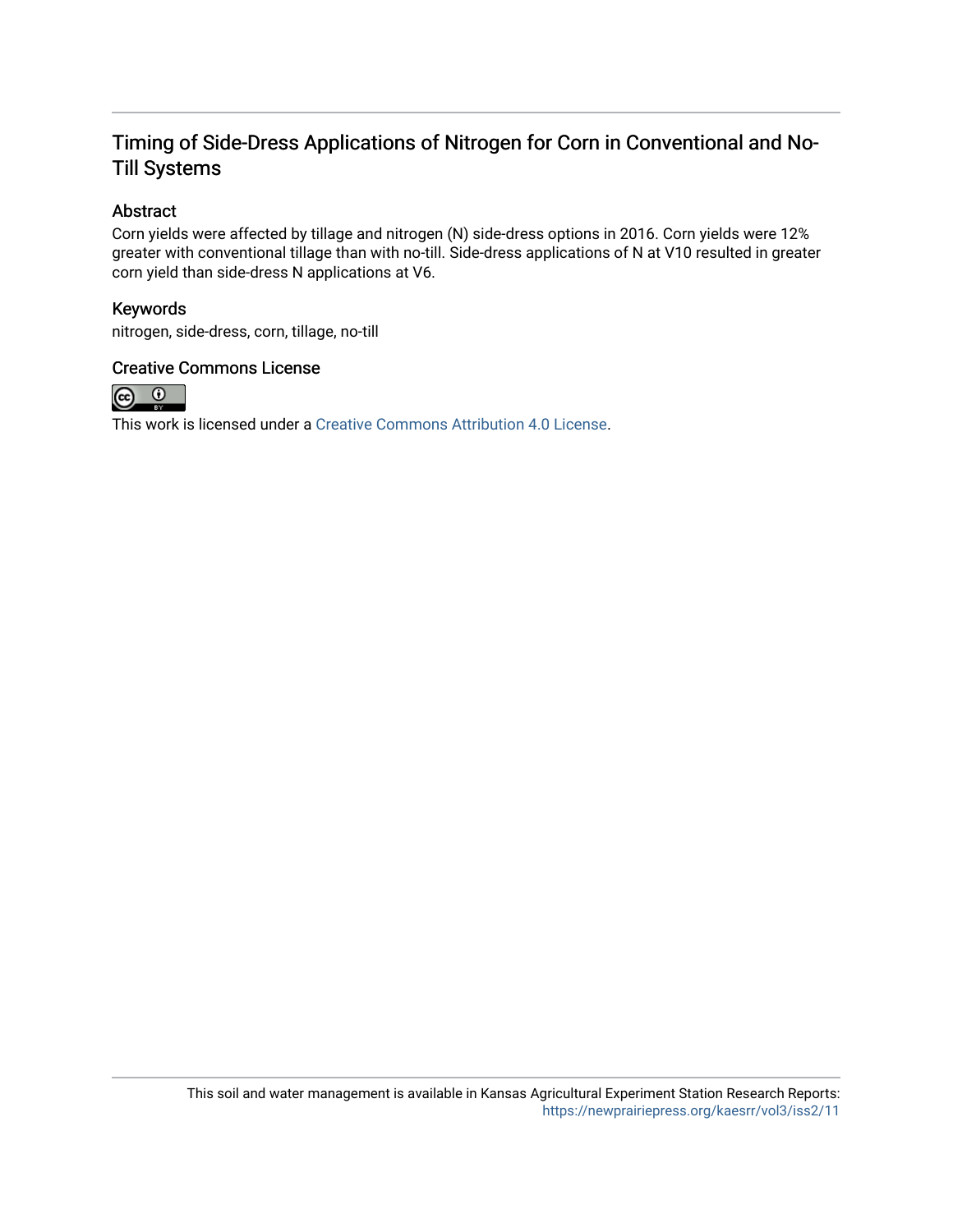# Timing of Side-Dress Applications of Nitrogen for Corn in Conventional and No-Till Systems

## Abstract

Corn yields were affected by tillage and nitrogen (N) side-dress options in 2016. Corn yields were 12% greater with conventional tillage than with no-till. Side-dress applications of N at V10 resulted in greater corn yield than side-dress N applications at V6.

## Keywords

nitrogen, side-dress, corn, tillage, no-till

## Creative Commons License

This work is licensed under a Creative Commons Attribution 4.0 License.

This soil and water management is available in Kansas Agricultural Experiment Station Research Reports: https://newprairiepress.org/kaesrr/vol3/iss2/11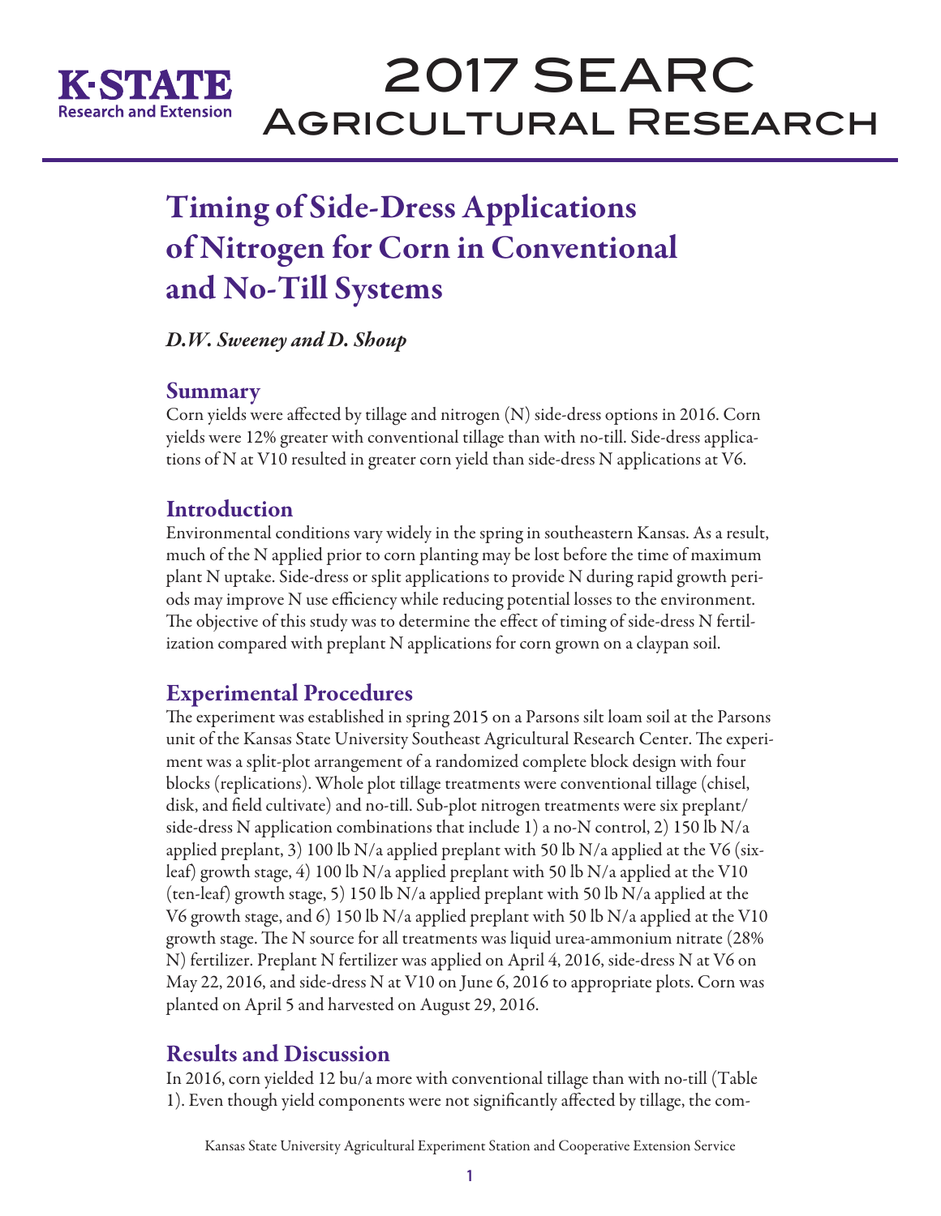# Timing of Side-Dress Applications of Nitrogen for Corn in Conventional and No-Till Systems

*D.W. Sweeney and D. Shoup*

## Summary

Corn yields were affected by tillage and nitrogen (N) side-dress options in 2016. Corn yields were 12% greater with conventional tillage than with no-till. Side-dress applications of N at V10 resulted in greater corn yield than side-dress N applications at V6.

## Introduction

Environmental conditions vary widely in the spring in southeastern Kansas. As a result, much of the N applied prior to corn planting may be lost before the time of maximum plant N uptake. Side-dress or split applications to provide N during rapid growth periods may improve N use efficiency while reducing potential losses to the environment. The objective of this study was to determine the effect of timing of side-dress N fertilization compared with preplant N applications for corn grown on a claypan soil.

## Experimental Procedures

The experiment was established in spring 2015 on a Parsons silt loam soil at the Parsons unit of the Kansas State University Southeast Agricultural Research Center. The experiment was a split-plot arrangement of a randomized complete block design with four blocks (replications). Whole plot tillage treatments were conventional tillage (chisel, disk, and field cultivate) and no-till. Sub-plot nitrogen treatments were six preplant/side-dress N application combinations that include 1) a no-N control, 2) 150 lb N/a applied preplant, 3) 100 lb N/a applied preplant with 50 lb N/a applied at the V6 (six-leaf) growth stage, 4) 100 lb N/a applied preplant with 50 lb N/a applied at the V10 (ten-leaf) growth stage, 5) 150 lb N/a applied preplant with 50 lb N/a applied at the V6 growth stage, and 6) 150 lb N/a applied preplant with 50 lb N/a applied at the V10 growth stage. The N source for all treatments was liquid urea-ammonium nitrate (28% N) fertilizer. Preplant N fertilizer was applied on April 4, 2016, side-dress N at V6 on May 22, 2016, and side-dress N at V10 on June 6, 2016 to appropriate plots. Corn was planted on April 5 and harvested on August 29, 2016.

## Results and Discussion

In 2016, corn yielded 12 bu/a more with conventional tillage than with no-till (Table 1). Even though yield components were not significantly affected by tillage, the com-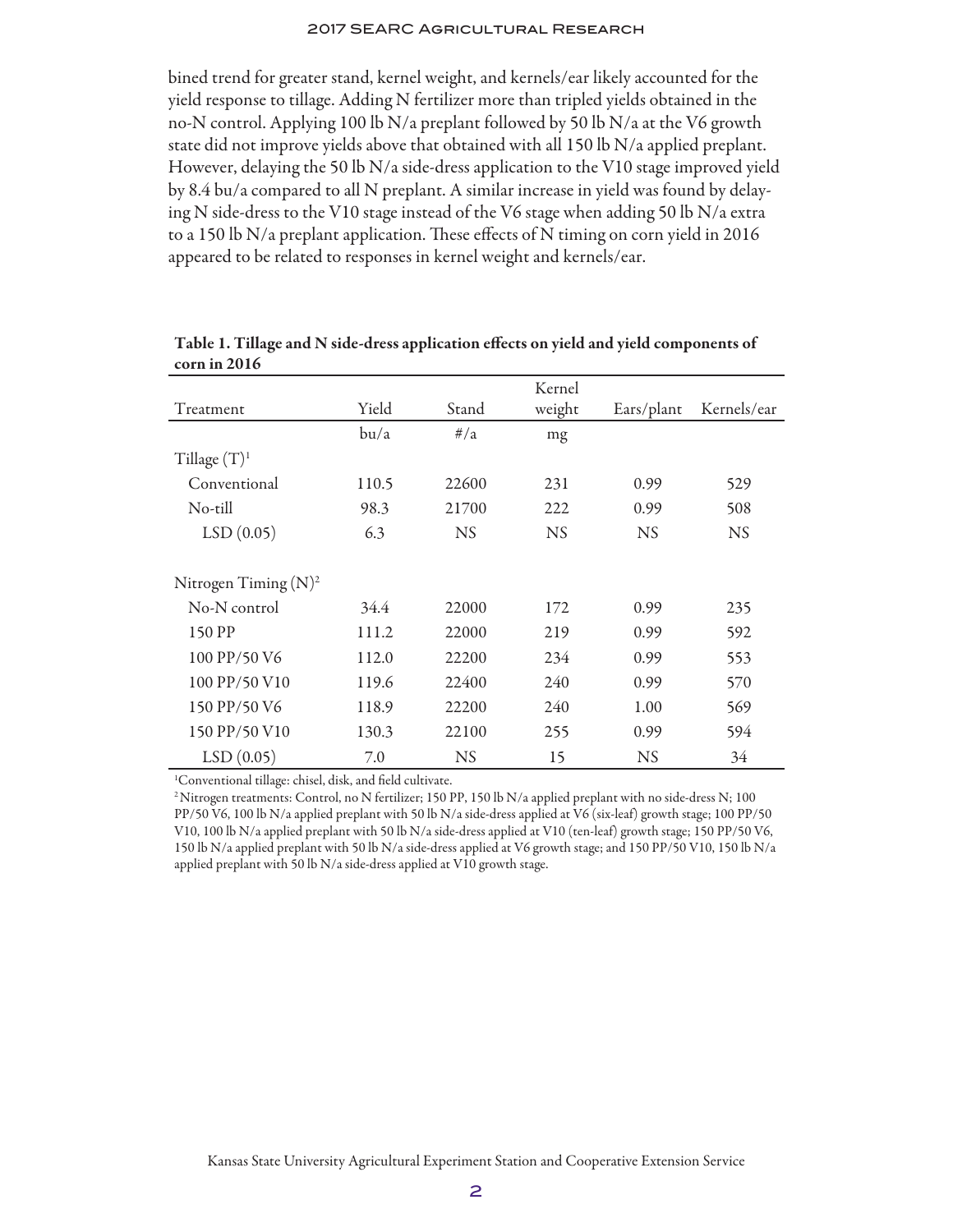bined trend for greater stand, kernel weight, and kernels/ear likely accounted for the yield response to tillage. Adding N fertilizer more than tripled yields obtained in the no-N control. Applying 100 lb N/a preplant followed by 50 lb N/a at the V6 growth state did not improve yields above that obtained with all 150 lb N/a applied preplant. However, delaying the 50 lb N/a side-dress application to the V10 stage improved yield by 8.4 bu/a compared to all N preplant. A similar increase in yield was found by delaying N side-dress to the V10 stage instead of the V6 stage when adding 50 lb N/a extra to a 150 lb N/a preplant application. These effects of N timing on corn yield in 2016 appeared to be related to responses in kernel weight and kernels/ear.

**Table 1. Tillage and N side-dress application effects on yield and yield components of corn in 2016**

| Treatment | Yield | Stand | Kernel weight | Ears/plant | Kernels/ear |
|---|---|---|---|---|---|
| | bu/a | #/a | mg | | |
| Tillage (T)[1] | | | | | |
| Conventional | 110.5 | 22600 | 231 | 0.99 | 529 |
| No-till | 98.3 | 21700 | 222 | 0.99 | 508 |
| LSD (0.05) | 6.3 | NS | NS | NS | NS |
| | | | | | |
| Nitrogen Timing (N)[2] | | | | | |
| No-N control | 34.4 | 22000 | 172 | 0.99 | 235 |
| 150 PP | 111.2 | 22000 | 219 | 0.99 | 592 |
| 100 PP/50 V6 | 112.0 | 22200 | 234 | 0.99 | 553 |
| 100 PP/50 V10 | 119.6 | 22400 | 240 | 0.99 | 570 |
| 150 PP/50 V6 | 118.9 | 22200 | 240 | 1.00 | 569 |
| 150 PP/50 V10 | 130.3 | 22100 | 255 | 0.99 | 594 |
| LSD (0.05) | 7.0 | NS | 15 | NS | 34 |

[1]Conventional tillage: chisel, disk, and field cultivate.

[2]Nitrogen treatments: Control, no N fertilizer; 150 PP, 150 lb N/a applied preplant with no side-dress N; 100 PP/50 V6, 100 lb N/a applied preplant with 50 lb N/a side-dress applied at V6 (six-leaf) growth stage; 100 PP/50 V10, 100 lb N/a applied preplant with 50 lb N/a side-dress applied at V10 (ten-leaf) growth stage; 150 PP/50 V6, 150 lb N/a applied preplant with 50 lb N/a side-dress applied at V6 growth stage; and 150 PP/50 V10, 150 lb N/a applied preplant with 50 lb N/a side-dress applied at V10 growth stage.